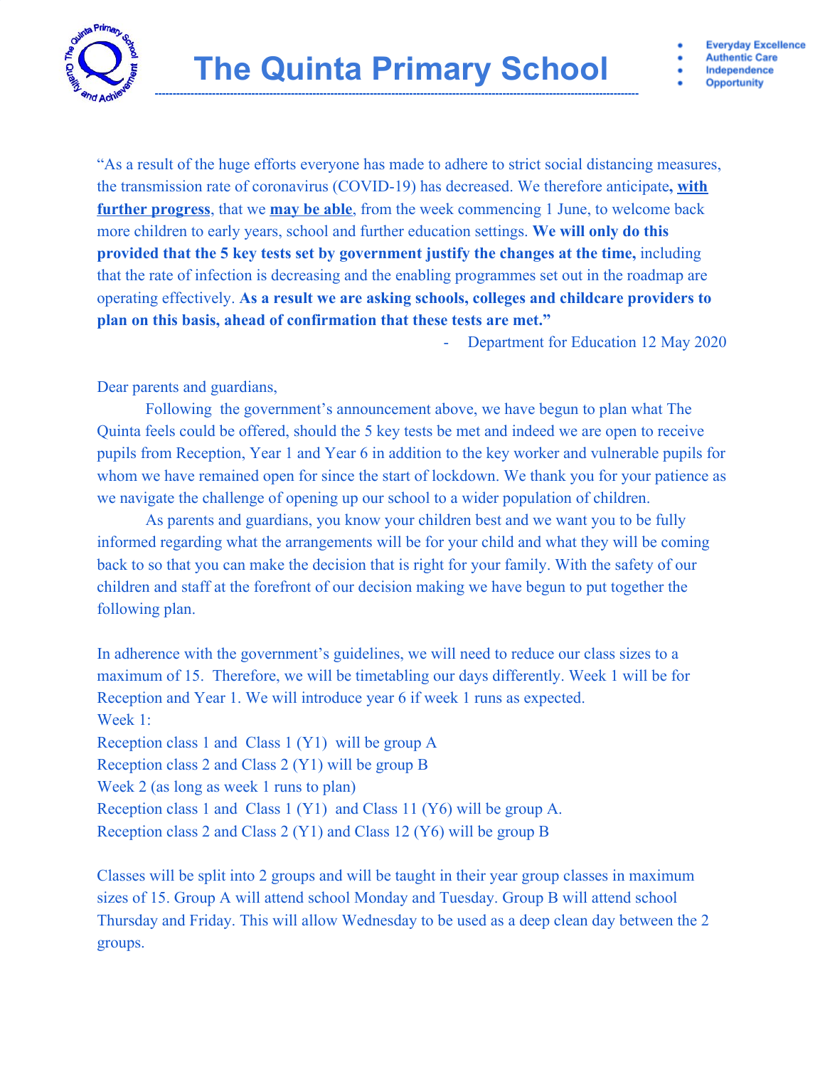# The Quinta Primary School

- Everyday Excellence
- Authentic Care
- Independence
- Opportunity

"As a result of the huge efforts everyone has made to adhere to strict social distancing measures, the transmission rate of coronavirus (COVID-19) has decreased. We therefore anticipate**, <u>with further progress</u>**, that we **<u>may be able</u>**, from the week commencing 1 June, to welcome back more children to early years, school and further education settings. **We will only do this provided that the 5 key tests set by government justify the changes at the time,** including that the rate of infection is decreasing and the enabling programmes set out in the roadmap are operating effectively. **As a result we are asking schools, colleges and childcare providers to plan on this basis, ahead of confirmation that these tests are met."**

- Department for Education 12 May 2020

Dear parents and guardians,

Following the government's announcement above, we have begun to plan what The Quinta feels could be offered, should the 5 key tests be met and indeed we are open to receive pupils from Reception, Year 1 and Year 6 in addition to the key worker and vulnerable pupils for whom we have remained open for since the start of lockdown. We thank you for your patience as we navigate the challenge of opening up our school to a wider population of children.

As parents and guardians, you know your children best and we want you to be fully informed regarding what the arrangements will be for your child and what they will be coming back to so that you can make the decision that is right for your family. With the safety of our children and staff at the forefront of our decision making we have begun to put together the following plan.

In adherence with the government's guidelines, we will need to reduce our class sizes to a maximum of 15. Therefore, we will be timetabling our days differently. Week 1 will be for Reception and Year 1. We will introduce year 6 if week 1 runs as expected.

Week 1:
Reception class 1 and Class 1 (Y1) will be group A
Reception class 2 and Class 2 (Y1) will be group B
Week 2 (as long as week 1 runs to plan)
Reception class 1 and Class 1 (Y1) and Class 11 (Y6) will be group A.
Reception class 2 and Class 2 (Y1) and Class 12 (Y6) will be group B

Classes will be split into 2 groups and will be taught in their year group classes in maximum sizes of 15. Group A will attend school Monday and Tuesday. Group B will attend school Thursday and Friday. This will allow Wednesday to be used as a deep clean day between the 2 groups.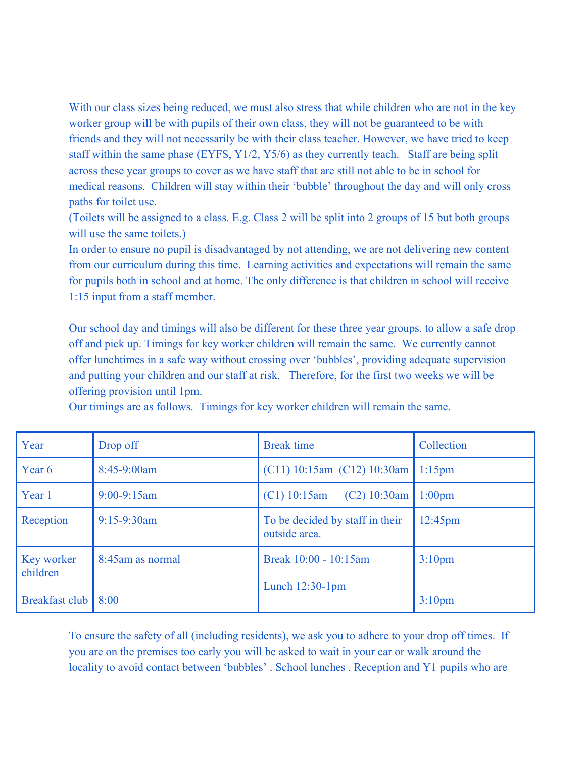With our class sizes being reduced, we must also stress that while children who are not in the key worker group will be with pupils of their own class, they will not be guaranteed to be with friends and they will not necessarily be with their class teacher. However, we have tried to keep staff within the same phase (EYFS, Y1/2, Y5/6) as they currently teach. Staff are being split across these year groups to cover as we have staff that are still not able to be in school for medical reasons. Children will stay within their 'bubble' throughout the day and will only cross paths for toilet use.
(Toilets will be assigned to a class. E.g. Class 2 will be split into 2 groups of 15 but both groups will use the same toilets.)
In order to ensure no pupil is disadvantaged by not attending, we are not delivering new content from our curriculum during this time. Learning activities and expectations will remain the same for pupils both in school and at home. The only difference is that children in school will receive 1:15 input from a staff member.

Our school day and timings will also be different for these three year groups. to allow a safe drop off and pick up. Timings for key worker children will remain the same. We currently cannot offer lunchtimes in a safe way without crossing over 'bubbles', providing adequate supervision and putting your children and our staff at risk. Therefore, for the first two weeks we will be offering provision until 1pm.
Our timings are as follows. Timings for key worker children will remain the same.

| Year | Drop off | Break time | Collection |
|---|---|---|---|
| Year 6 | 8:45-9:00am | (C11) 10:15am (C12) 10:30am | 1:15pm |
| Year 1 | 9:00-9:15am | (C1) 10:15am (C2) 10:30am | 1:00pm |
| Reception | 9:15-9:30am | To be decided by staff in their outside area. | 12:45pm |
| Key worker children | 8:45am as normal | Break 10:00 - 10:15am | 3:10pm |
| Breakfast club | 8:00 | Lunch 12:30-1pm | 3:10pm |

To ensure the safety of all (including residents), we ask you to adhere to your drop off times. If you are on the premises too early you will be asked to wait in your car or walk around the locality to avoid contact between 'bubbles' . School lunches . Reception and Y1 pupils who are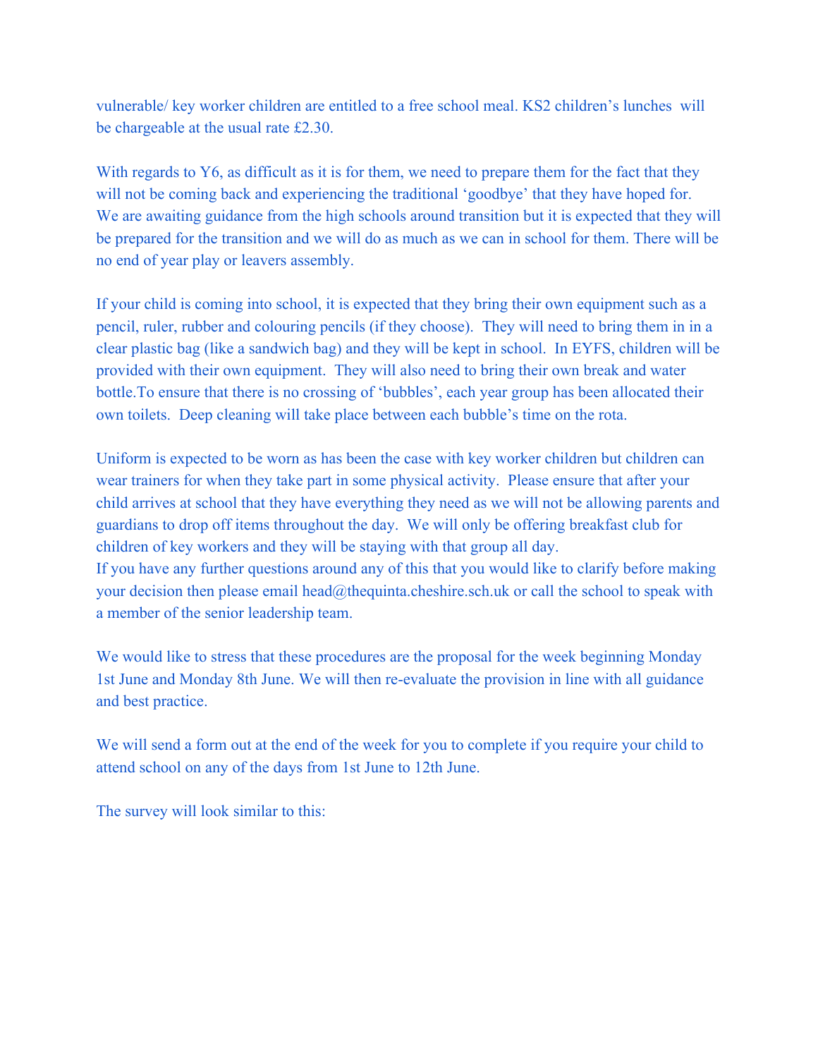vulnerable/ key worker children are entitled to a free school meal. KS2 children's lunches will be chargeable at the usual rate £2.30.

With regards to Y6, as difficult as it is for them, we need to prepare them for the fact that they will not be coming back and experiencing the traditional 'goodbye' that they have hoped for. We are awaiting guidance from the high schools around transition but it is expected that they will be prepared for the transition and we will do as much as we can in school for them. There will be no end of year play or leavers assembly.

If your child is coming into school, it is expected that they bring their own equipment such as a pencil, ruler, rubber and colouring pencils (if they choose). They will need to bring them in in a clear plastic bag (like a sandwich bag) and they will be kept in school. In EYFS, children will be provided with their own equipment. They will also need to bring their own break and water bottle.To ensure that there is no crossing of 'bubbles', each year group has been allocated their own toilets. Deep cleaning will take place between each bubble's time on the rota.

Uniform is expected to be worn as has been the case with key worker children but children can wear trainers for when they take part in some physical activity. Please ensure that after your child arrives at school that they have everything they need as we will not be allowing parents and guardians to drop off items throughout the day. We will only be offering breakfast club for children of key workers and they will be staying with that group all day.
If you have any further questions around any of this that you would like to clarify before making your decision then please email head@thequinta.cheshire.sch.uk or call the school to speak with a member of the senior leadership team.

We would like to stress that these procedures are the proposal for the week beginning Monday 1st June and Monday 8th June. We will then re-evaluate the provision in line with all guidance and best practice.

We will send a form out at the end of the week for you to complete if you require your child to attend school on any of the days from 1st June to 12th June.

The survey will look similar to this: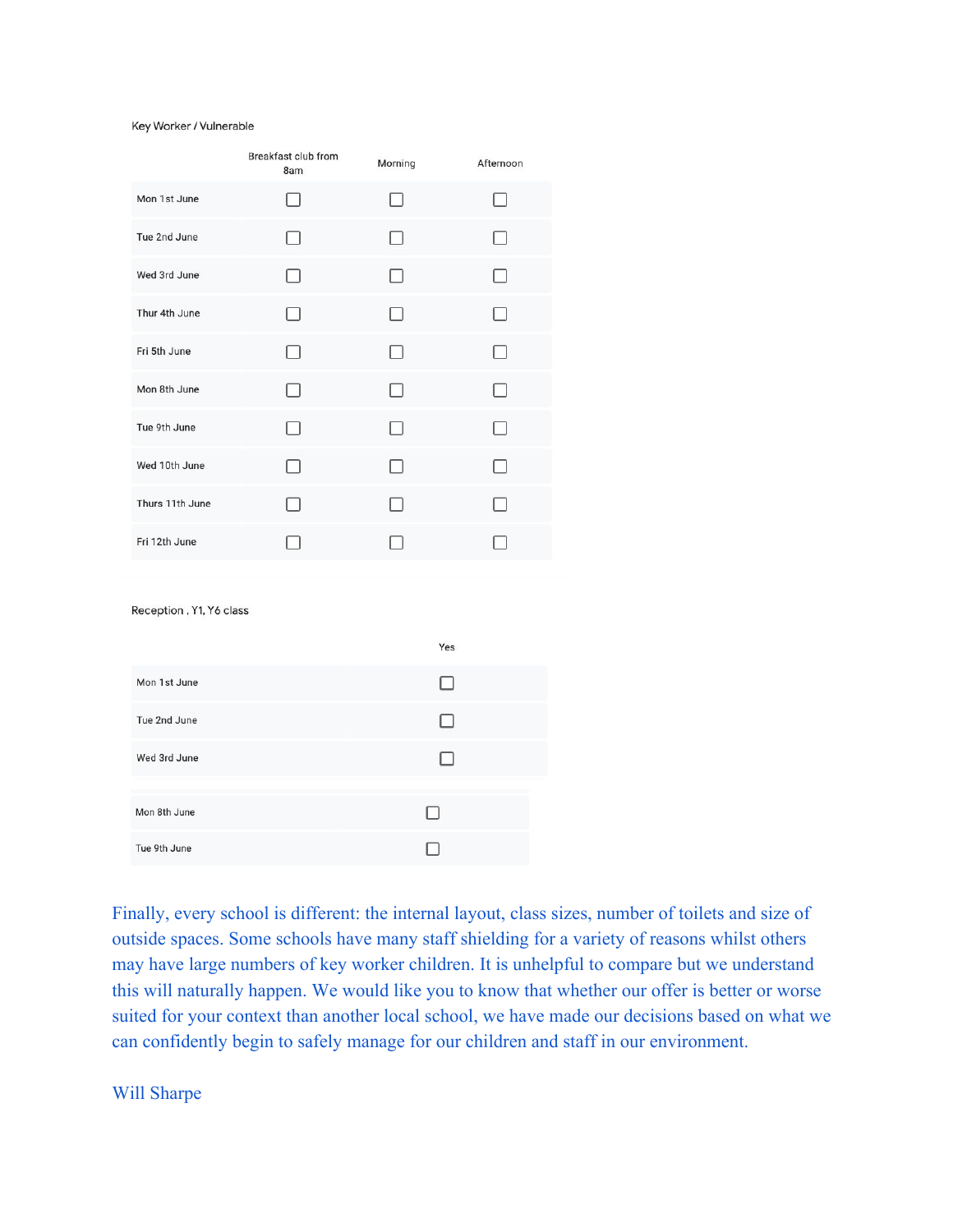Key Worker / Vulnerable

| | Breakfast club from 8am | Morning | Afternoon |
|---|---|---|---|
| Mon 1st June | ☐ | ☐ | ☐ |
| Tue 2nd June | ☐ | ☐ | ☐ |
| Wed 3rd June | ☐ | ☐ | ☐ |
| Thur 4th June | ☐ | ☐ | ☐ |
| Fri 5th June | ☐ | ☐ | ☐ |
| Mon 8th June | ☐ | ☐ | ☐ |
| Tue 9th June | ☐ | ☐ | ☐ |
| Wed 10th June | ☐ | ☐ | ☐ |
| Thurs 11th June | ☐ | ☐ | ☐ |
| Fri 12th June | ☐ | ☐ | ☐ |

Reception , Y1, Y6 class

| | Yes |
|---|---|
| Mon 1st June | ☐ |
| Tue 2nd June | ☐ |
| Wed 3rd June | ☐ |
| Mon 8th June | ☐ |
| Tue 9th June | ☐ |

Finally, every school is different: the internal layout, class sizes, number of toilets and size of outside spaces. Some schools have many staff shielding for a variety of reasons whilst others may have large numbers of key worker children. It is unhelpful to compare but we understand this will naturally happen. We would like you to know that whether our offer is better or worse suited for your context than another local school, we have made our decisions based on what we can confidently begin to safely manage for our children and staff in our environment.

Will Sharpe